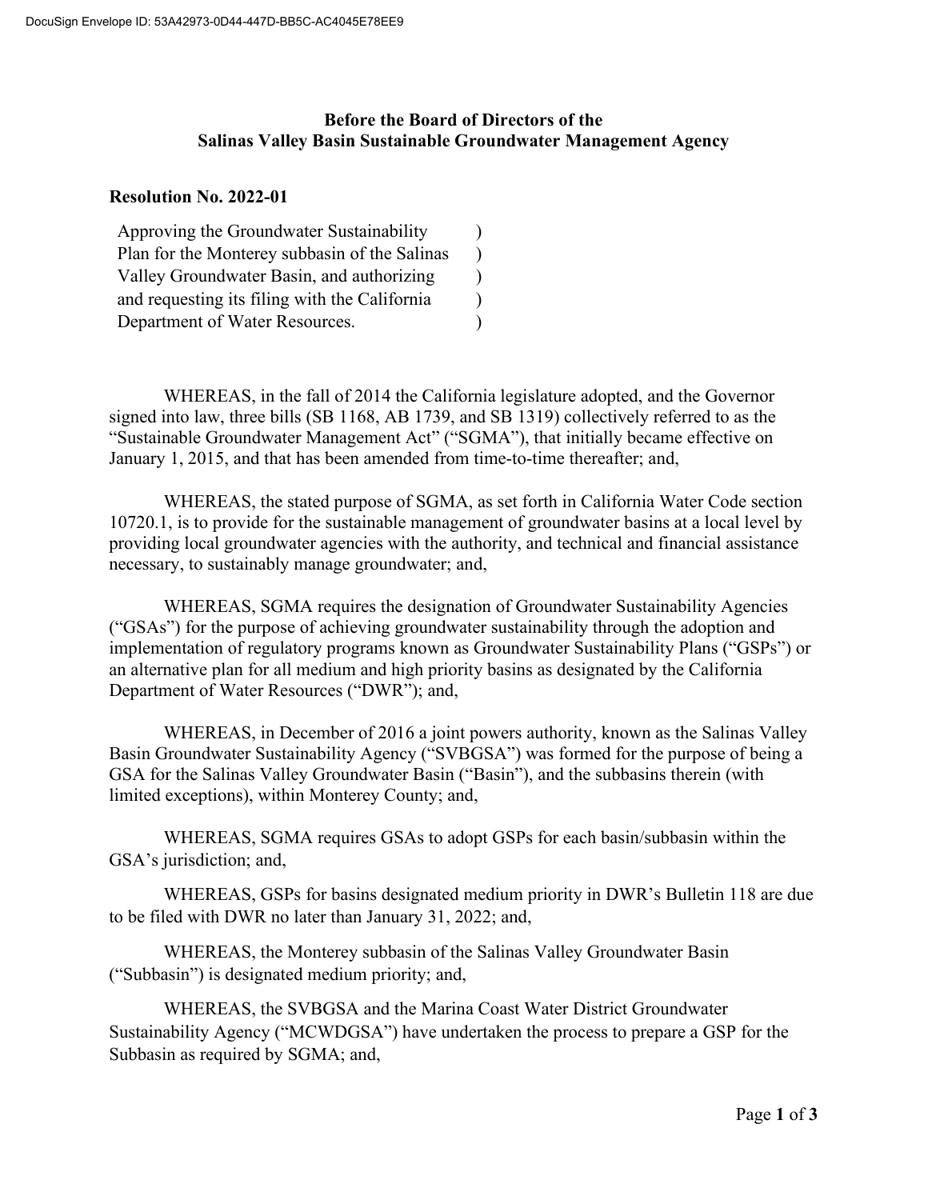**Before the Board of Directors of the**
**Salinas Valley Basin Sustainable Groundwater Management Agency**

**Resolution No. 2022-01**

Approving the Groundwater Sustainability Plan for the Monterey subbasin of the Salinas Valley Groundwater Basin, and authorizing and requesting its filing with the California Department of Water Resources.

WHEREAS, in the fall of 2014 the California legislature adopted, and the Governor signed into law, three bills (SB 1168, AB 1739, and SB 1319) collectively referred to as the "Sustainable Groundwater Management Act" ("SGMA"), that initially became effective on January 1, 2015, and that has been amended from time-to-time thereafter; and,

WHEREAS, the stated purpose of SGMA, as set forth in California Water Code section 10720.1, is to provide for the sustainable management of groundwater basins at a local level by providing local groundwater agencies with the authority, and technical and financial assistance necessary, to sustainably manage groundwater; and,

WHEREAS, SGMA requires the designation of Groundwater Sustainability Agencies ("GSAs") for the purpose of achieving groundwater sustainability through the adoption and implementation of regulatory programs known as Groundwater Sustainability Plans ("GSPs") or an alternative plan for all medium and high priority basins as designated by the California Department of Water Resources ("DWR"); and,

WHEREAS, in December of 2016 a joint powers authority, known as the Salinas Valley Basin Groundwater Sustainability Agency ("SVBGSA") was formed for the purpose of being a GSA for the Salinas Valley Groundwater Basin ("Basin"), and the subbasins therein (with limited exceptions), within Monterey County; and,

WHEREAS, SGMA requires GSAs to adopt GSPs for each basin/subbasin within the GSA's jurisdiction; and,

WHEREAS, GSPs for basins designated medium priority in DWR's Bulletin 118 are due to be filed with DWR no later than January 31, 2022; and,

WHEREAS, the Monterey subbasin of the Salinas Valley Groundwater Basin ("Subbasin") is designated medium priority; and,

WHEREAS, the SVBGSA and the Marina Coast Water District Groundwater Sustainability Agency ("MCWDGSA") have undertaken the process to prepare a GSP for the Subbasin as required by SGMA; and,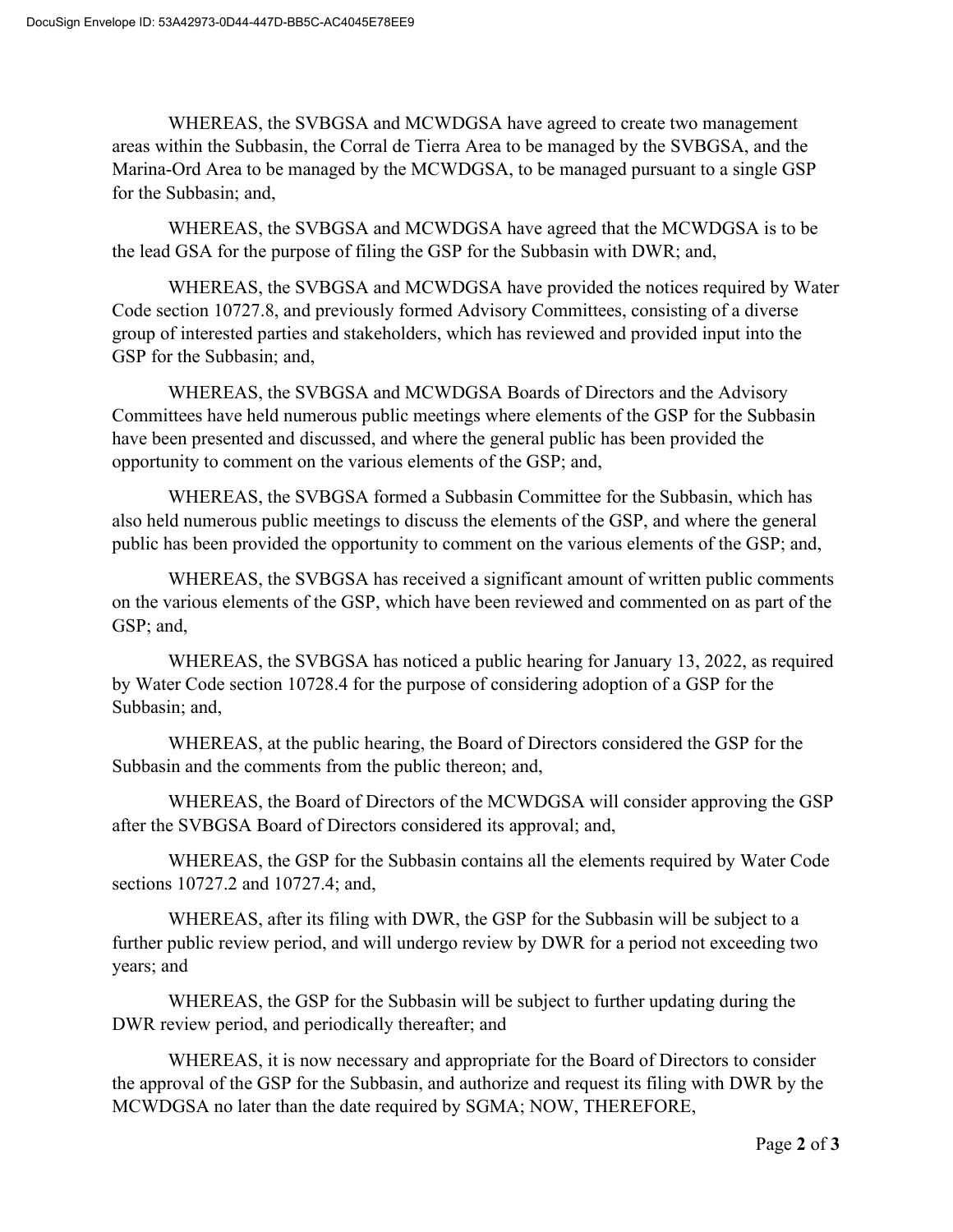WHEREAS, the SVBGSA and MCWDGSA have agreed to create two management areas within the Subbasin, the Corral de Tierra Area to be managed by the SVBGSA, and the Marina-Ord Area to be managed by the MCWDGSA, to be managed pursuant to a single GSP for the Subbasin; and,

WHEREAS, the SVBGSA and MCWDGSA have agreed that the MCWDGSA is to be the lead GSA for the purpose of filing the GSP for the Subbasin with DWR; and,

WHEREAS, the SVBGSA and MCWDGSA have provided the notices required by Water Code section 10727.8, and previously formed Advisory Committees, consisting of a diverse group of interested parties and stakeholders, which has reviewed and provided input into the GSP for the Subbasin; and,

WHEREAS, the SVBGSA and MCWDGSA Boards of Directors and the Advisory Committees have held numerous public meetings where elements of the GSP for the Subbasin have been presented and discussed, and where the general public has been provided the opportunity to comment on the various elements of the GSP; and,

WHEREAS, the SVBGSA formed a Subbasin Committee for the Subbasin, which has also held numerous public meetings to discuss the elements of the GSP, and where the general public has been provided the opportunity to comment on the various elements of the GSP; and,

WHEREAS, the SVBGSA has received a significant amount of written public comments on the various elements of the GSP, which have been reviewed and commented on as part of the GSP; and,

WHEREAS, the SVBGSA has noticed a public hearing for January 13, 2022, as required by Water Code section 10728.4 for the purpose of considering adoption of a GSP for the Subbasin; and,

WHEREAS, at the public hearing, the Board of Directors considered the GSP for the Subbasin and the comments from the public thereon; and,

WHEREAS, the Board of Directors of the MCWDGSA will consider approving the GSP after the SVBGSA Board of Directors considered its approval; and,

WHEREAS, the GSP for the Subbasin contains all the elements required by Water Code sections 10727.2 and 10727.4; and,

WHEREAS, after its filing with DWR, the GSP for the Subbasin will be subject to a further public review period, and will undergo review by DWR for a period not exceeding two years; and

WHEREAS, the GSP for the Subbasin will be subject to further updating during the DWR review period, and periodically thereafter; and

WHEREAS, it is now necessary and appropriate for the Board of Directors to consider the approval of the GSP for the Subbasin, and authorize and request its filing with DWR by the MCWDGSA no later than the date required by SGMA; NOW, THEREFORE,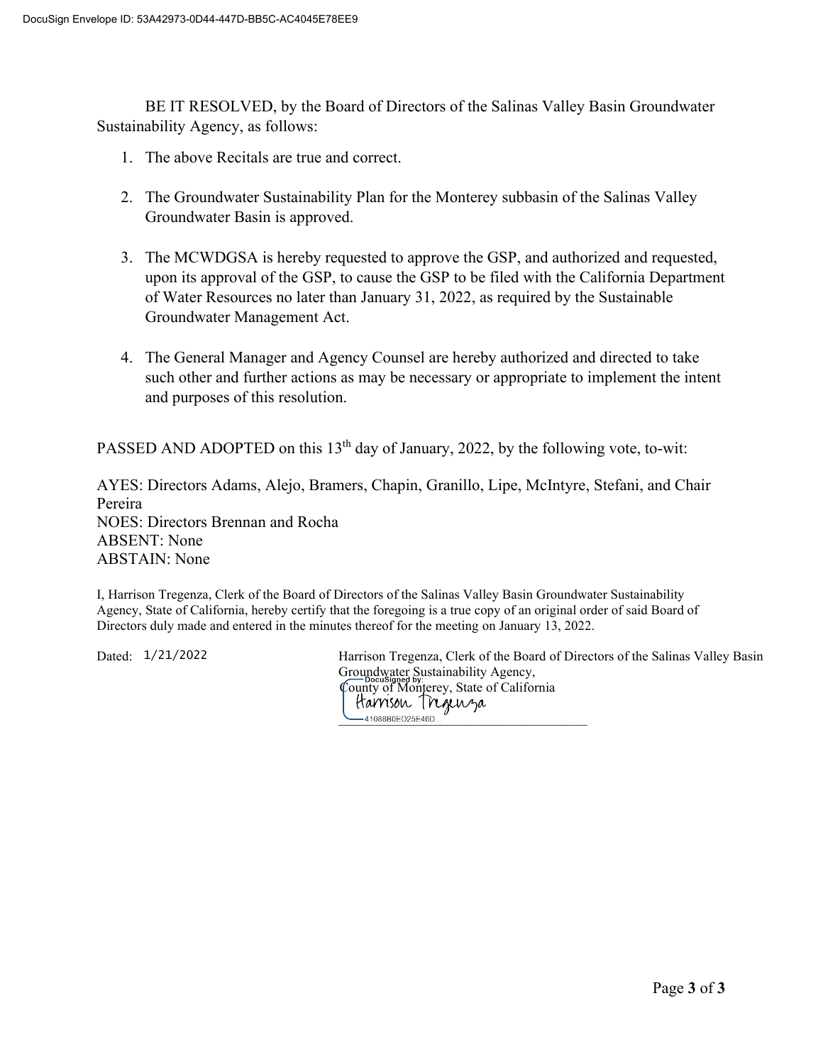BE IT RESOLVED, by the Board of Directors of the Salinas Valley Basin Groundwater Sustainability Agency, as follows:

1. The above Recitals are true and correct.

2. The Groundwater Sustainability Plan for the Monterey subbasin of the Salinas Valley Groundwater Basin is approved.

3. The MCWDGSA is hereby requested to approve the GSP, and authorized and requested, upon its approval of the GSP, to cause the GSP to be filed with the California Department of Water Resources no later than January 31, 2022, as required by the Sustainable Groundwater Management Act.

4. The General Manager and Agency Counsel are hereby authorized and directed to take such other and further actions as may be necessary or appropriate to implement the intent and purposes of this resolution.

PASSED AND ADOPTED on this 13th day of January, 2022, by the following vote, to-wit:

AYES: Directors Adams, Alejo, Bramers, Chapin, Granillo, Lipe, McIntyre, Stefani, and Chair Pereira
NOES: Directors Brennan and Rocha
ABSENT: None
ABSTAIN: None

I, Harrison Tregenza, Clerk of the Board of Directors of the Salinas Valley Basin Groundwater Sustainability Agency, State of California, hereby certify that the foregoing is a true copy of an original order of said Board of Directors duly made and entered in the minutes thereof for the meeting on January 13, 2022.

Dated: 1/21/2022

Harrison Tregenza, Clerk of the Board of Directors of the Salinas Valley Basin Groundwater Sustainability Agency,
County of Monterey, State of California

DocuSigned by:
Harrison Tregenza
41088B0ED25E46D...